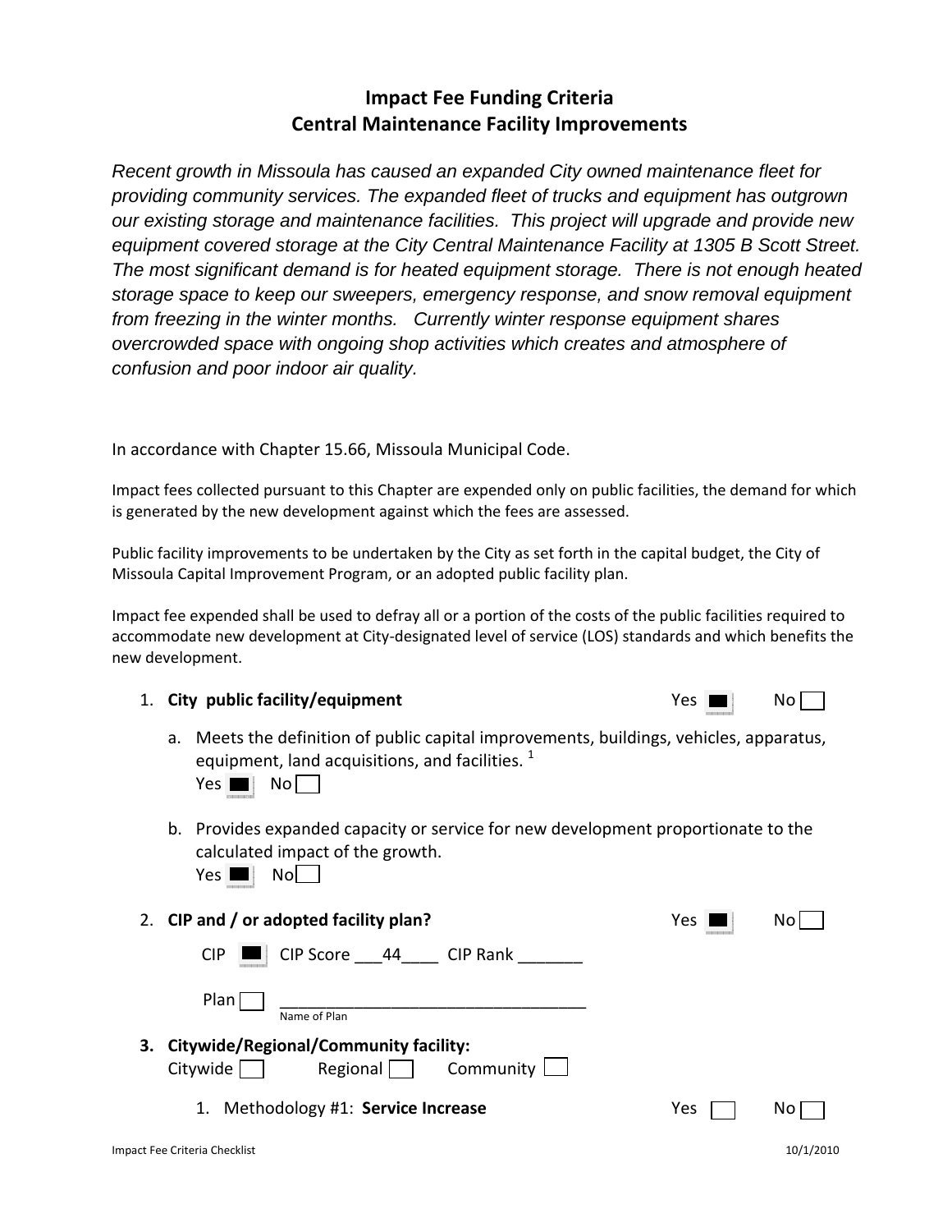# Impact Fee Funding Criteria
## Central Maintenance Facility Improvements

*Recent growth in Missoula has caused an expanded City owned maintenance fleet for providing community services. The expanded fleet of trucks and equipment has outgrown our existing storage and maintenance facilities. This project will upgrade and provide new equipment covered storage at the City Central Maintenance Facility at 1305 B Scott Street. The most significant demand is for heated equipment storage. There is not enough heated storage space to keep our sweepers, emergency response, and snow removal equipment from freezing in the winter months. Currently winter response equipment shares overcrowded space with ongoing shop activities which creates and atmosphere of confusion and poor indoor air quality.*

In accordance with Chapter 15.66, Missoula Municipal Code.

Impact fees collected pursuant to this Chapter are expended only on public facilities, the demand for which is generated by the new development against which the fees are assessed.

Public facility improvements to be undertaken by the City as set forth in the capital budget, the City of Missoula Capital Improvement Program, or an adopted public facility plan.

Impact fee expended shall be used to defray all or a portion of the costs of the public facilities required to accommodate new development at City-designated level of service (LOS) standards and which benefits the new development.

1. **City public facility/equipment** Yes ☒ No ☐
   a. Meets the definition of public capital improvements, buildings, vehicles, apparatus, equipment, land acquisitions, and facilities. [1]
      Yes ☒ No ☐
   b. Provides expanded capacity or service for new development proportionate to the calculated impact of the growth.
      Yes ☒ No ☐

2. **CIP and / or adopted facility plan?** Yes ☒ No ☐

   CIP ☒ CIP Score \_\_\_44\_\_\_\_ CIP Rank \_\_\_\_\_\_\_

   Plan ☐ \_\_\_\_\_\_\_\_\_\_\_\_\_\_\_\_\_\_\_\_\_\_\_\_\_\_\_\_\_\_\_\_\_\_
   Name of Plan

3. **Citywide/Regional/Community facility:**
   Citywide ☐ Regional ☐ Community ☐
   1. Methodology #1: **Service Increase** Yes ☐ No ☐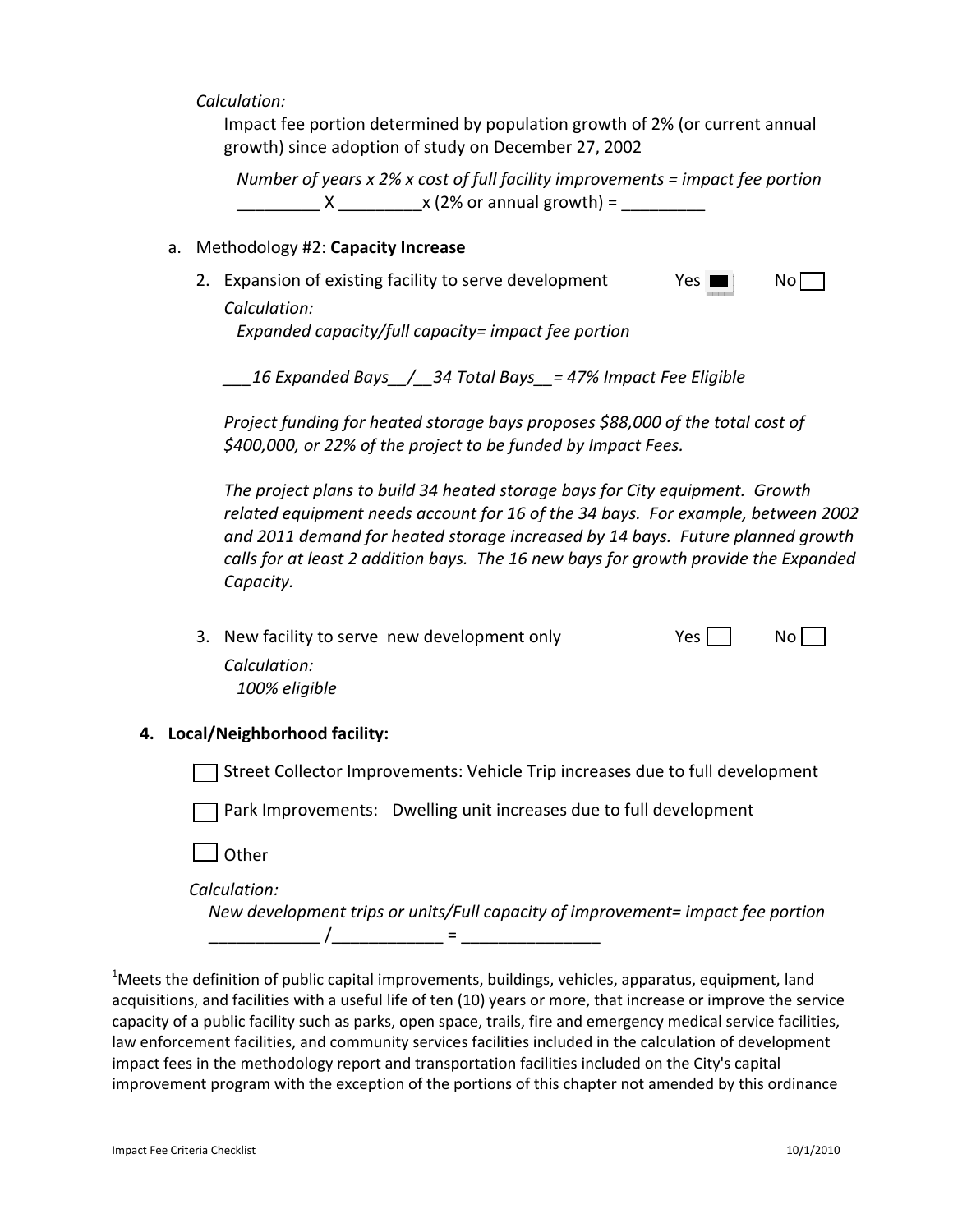*Calculation:*

Impact fee portion determined by population growth of 2% (or current annual growth) since adoption of study on December 27, 2002

*Number of years x 2% x cost of full facility improvements = impact fee portion*

_________ X _________x (2% or annual growth) = _________

a. Methodology #2: **Capacity Increase**

2. Expansion of existing facility to serve development Yes ■ No ☐

   *Calculation:*

   *Expanded capacity/full capacity= impact fee portion*

   *___16 Expanded Bays__/__34 Total Bays__= 47% Impact Fee Eligible*

   *Project funding for heated storage bays proposes $88,000 of the total cost of $400,000, or 22% of the project to be funded by Impact Fees.*

   *The project plans to build 34 heated storage bays for City equipment. Growth related equipment needs account for 16 of the 34 bays. For example, between 2002 and 2011 demand for heated storage increased by 14 bays. Future planned growth calls for at least 2 addition bays. The 16 new bays for growth provide the Expanded Capacity.*

3. New facility to serve new development only Yes ☐ No ☐

   *Calculation:*

   *100% eligible*

**4. Local/Neighborhood facility:**

☐ Street Collector Improvements: Vehicle Trip increases due to full development

☐ Park Improvements: Dwelling unit increases due to full development

☐ Other

*Calculation:*

*New development trips or units/Full capacity of improvement= impact fee portion*

____________ /____________ = _______________

[1]Meets the definition of public capital improvements, buildings, vehicles, apparatus, equipment, land acquisitions, and facilities with a useful life of ten (10) years or more, that increase or improve the service capacity of a public facility such as parks, open space, trails, fire and emergency medical service facilities, law enforcement facilities, and community services facilities included in the calculation of development impact fees in the methodology report and transportation facilities included on the City's capital improvement program with the exception of the portions of this chapter not amended by this ordinance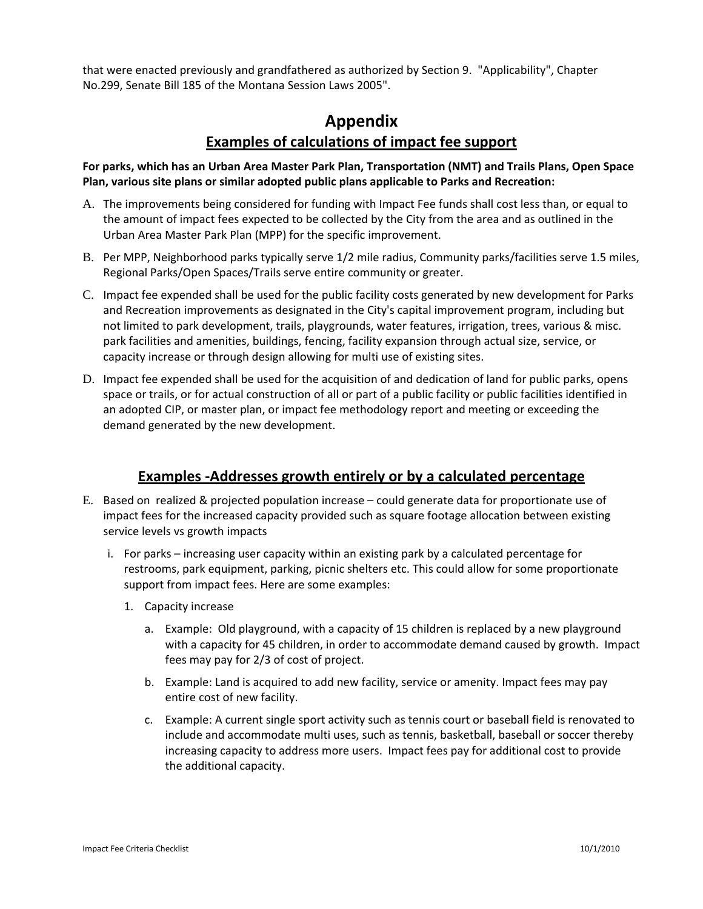that were enacted previously and grandfathered as authorized by Section 9. "Applicability", Chapter No.299, Senate Bill 185 of the Montana Session Laws 2005".

# Appendix

## Examples of calculations of impact fee support

**For parks, which has an Urban Area Master Park Plan, Transportation (NMT) and Trails Plans, Open Space Plan, various site plans or similar adopted public plans applicable to Parks and Recreation:**

A. The improvements being considered for funding with Impact Fee funds shall cost less than, or equal to the amount of impact fees expected to be collected by the City from the area and as outlined in the Urban Area Master Park Plan (MPP) for the specific improvement.

B. Per MPP, Neighborhood parks typically serve 1/2 mile radius, Community parks/facilities serve 1.5 miles, Regional Parks/Open Spaces/Trails serve entire community or greater.

C. Impact fee expended shall be used for the public facility costs generated by new development for Parks and Recreation improvements as designated in the City's capital improvement program, including but not limited to park development, trails, playgrounds, water features, irrigation, trees, various & misc. park facilities and amenities, buildings, fencing, facility expansion through actual size, service, or capacity increase or through design allowing for multi use of existing sites.

D. Impact fee expended shall be used for the acquisition of and dedication of land for public parks, opens space or trails, or for actual construction of all or part of a public facility or public facilities identified in an adopted CIP, or master plan, or impact fee methodology report and meeting or exceeding the demand generated by the new development.

## Examples -Addresses growth entirely or by a calculated percentage

E. Based on realized & projected population increase – could generate data for proportionate use of impact fees for the increased capacity provided such as square footage allocation between existing service levels vs growth impacts

   i. For parks – increasing user capacity within an existing park by a calculated percentage for restrooms, park equipment, parking, picnic shelters etc. This could allow for some proportionate support from impact fees. Here are some examples:

      1. Capacity increase

         a. Example: Old playground, with a capacity of 15 children is replaced by a new playground with a capacity for 45 children, in order to accommodate demand caused by growth. Impact fees may pay for 2/3 of cost of project.

         b. Example: Land is acquired to add new facility, service or amenity. Impact fees may pay entire cost of new facility.

         c. Example: A current single sport activity such as tennis court or baseball field is renovated to include and accommodate multi uses, such as tennis, basketball, baseball or soccer thereby increasing capacity to address more users. Impact fees pay for additional cost to provide the additional capacity.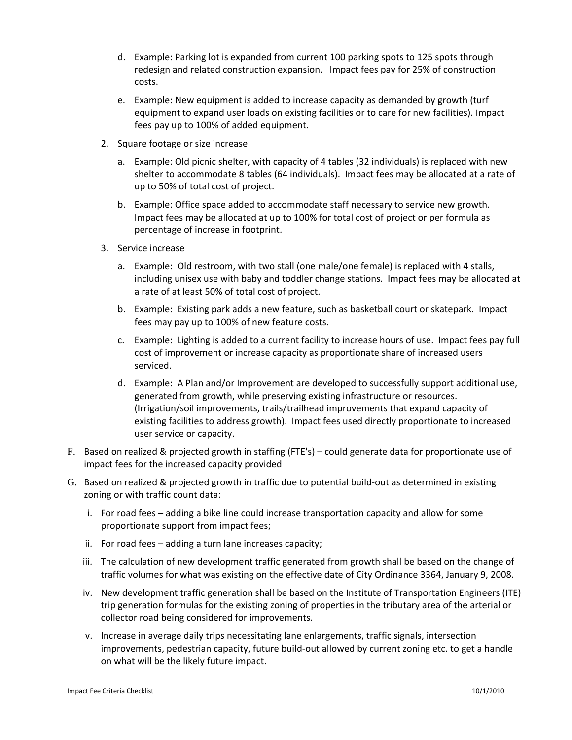d. Example: Parking lot is expanded from current 100 parking spots to 125 spots through redesign and related construction expansion. Impact fees pay for 25% of construction costs.

e. Example: New equipment is added to increase capacity as demanded by growth (turf equipment to expand user loads on existing facilities or to care for new facilities). Impact fees pay up to 100% of added equipment.

2. Square footage or size increase

   a. Example: Old picnic shelter, with capacity of 4 tables (32 individuals) is replaced with new shelter to accommodate 8 tables (64 individuals). Impact fees may be allocated at a rate of up to 50% of total cost of project.

   b. Example: Office space added to accommodate staff necessary to service new growth. Impact fees may be allocated at up to 100% for total cost of project or per formula as percentage of increase in footprint.

3. Service increase

   a. Example: Old restroom, with two stall (one male/one female) is replaced with 4 stalls, including unisex use with baby and toddler change stations. Impact fees may be allocated at a rate of at least 50% of total cost of project.

   b. Example: Existing park adds a new feature, such as basketball court or skatepark. Impact fees may pay up to 100% of new feature costs.

   c. Example: Lighting is added to a current facility to increase hours of use. Impact fees pay full cost of improvement or increase capacity as proportionate share of increased users serviced.

   d. Example: A Plan and/or Improvement are developed to successfully support additional use, generated from growth, while preserving existing infrastructure or resources. (Irrigation/soil improvements, trails/trailhead improvements that expand capacity of existing facilities to address growth). Impact fees used directly proportionate to increased user service or capacity.

F. Based on realized & projected growth in staffing (FTE's) – could generate data for proportionate use of impact fees for the increased capacity provided

G. Based on realized & projected growth in traffic due to potential build-out as determined in existing zoning or with traffic count data:

   i. For road fees – adding a bike line could increase transportation capacity and allow for some proportionate support from impact fees;

   ii. For road fees – adding a turn lane increases capacity;

   iii. The calculation of new development traffic generated from growth shall be based on the change of traffic volumes for what was existing on the effective date of City Ordinance 3364, January 9, 2008.

   iv. New development traffic generation shall be based on the Institute of Transportation Engineers (ITE) trip generation formulas for the existing zoning of properties in the tributary area of the arterial or collector road being considered for improvements.

   v. Increase in average daily trips necessitating lane enlargements, traffic signals, intersection improvements, pedestrian capacity, future build-out allowed by current zoning etc. to get a handle on what will be the likely future impact.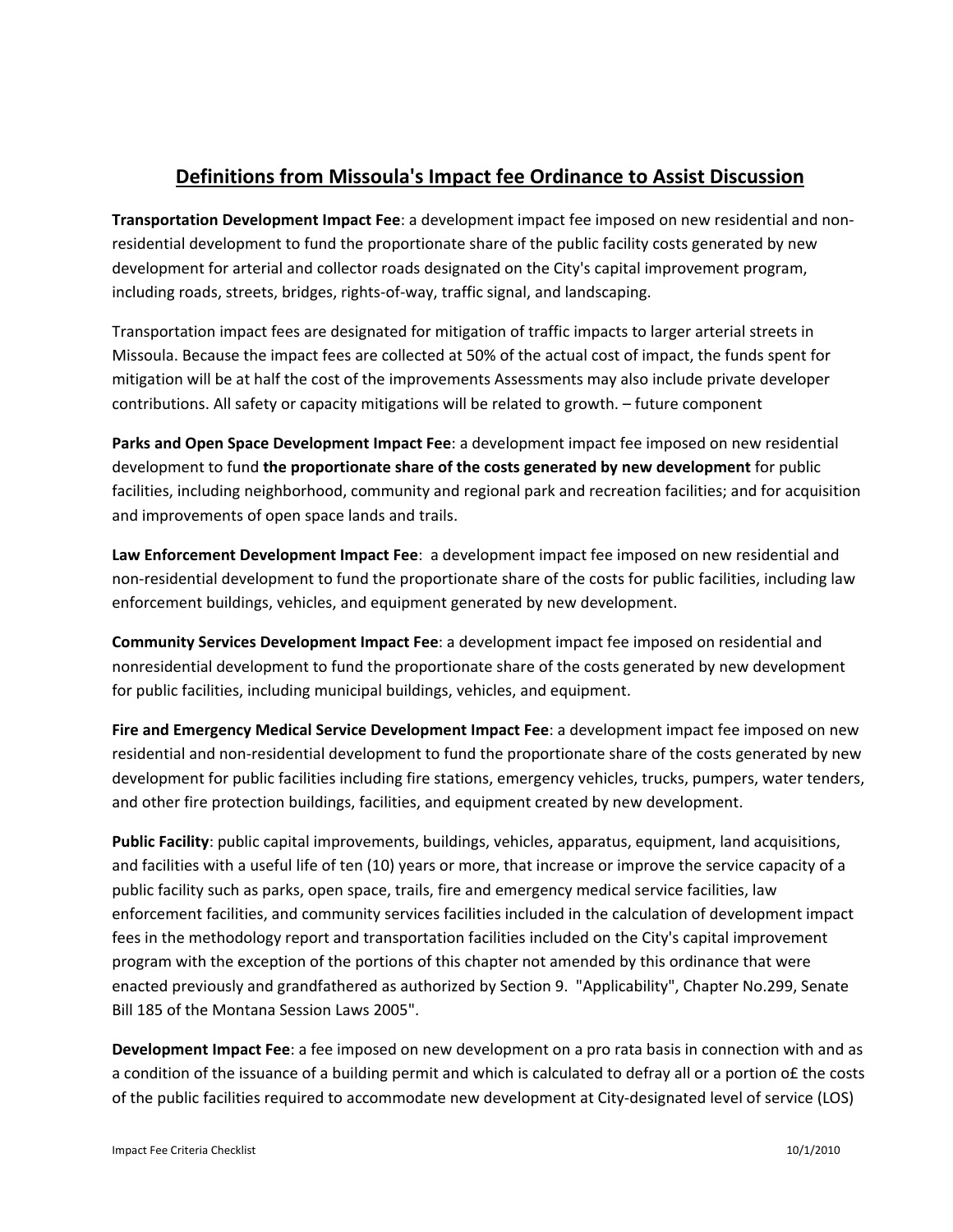## Definitions from Missoula's Impact fee Ordinance to Assist Discussion

**Transportation Development Impact Fee**: a development impact fee imposed on new residential and non-residential development to fund the proportionate share of the public facility costs generated by new development for arterial and collector roads designated on the City's capital improvement program, including roads, streets, bridges, rights-of-way, traffic signal, and landscaping.

Transportation impact fees are designated for mitigation of traffic impacts to larger arterial streets in Missoula. Because the impact fees are collected at 50% of the actual cost of impact, the funds spent for mitigation will be at half the cost of the improvements Assessments may also include private developer contributions. All safety or capacity mitigations will be related to growth. – future component

**Parks and Open Space Development Impact Fee**: a development impact fee imposed on new residential development to fund **the proportionate share of the costs generated by new development** for public facilities, including neighborhood, community and regional park and recreation facilities; and for acquisition and improvements of open space lands and trails.

**Law Enforcement Development Impact Fee**: a development impact fee imposed on new residential and non-residential development to fund the proportionate share of the costs for public facilities, including law enforcement buildings, vehicles, and equipment generated by new development.

**Community Services Development Impact Fee**: a development impact fee imposed on residential and nonresidential development to fund the proportionate share of the costs generated by new development for public facilities, including municipal buildings, vehicles, and equipment.

**Fire and Emergency Medical Service Development Impact Fee**: a development impact fee imposed on new residential and non-residential development to fund the proportionate share of the costs generated by new development for public facilities including fire stations, emergency vehicles, trucks, pumpers, water tenders, and other fire protection buildings, facilities, and equipment created by new development.

**Public Facility**: public capital improvements, buildings, vehicles, apparatus, equipment, land acquisitions, and facilities with a useful life of ten (10) years or more, that increase or improve the service capacity of a public facility such as parks, open space, trails, fire and emergency medical service facilities, law enforcement facilities, and community services facilities included in the calculation of development impact fees in the methodology report and transportation facilities included on the City's capital improvement program with the exception of the portions of this chapter not amended by this ordinance that were enacted previously and grandfathered as authorized by Section 9. "Applicability", Chapter No.299, Senate Bill 185 of the Montana Session Laws 2005".

**Development Impact Fee**: a fee imposed on new development on a pro rata basis in connection with and as a condition of the issuance of a building permit and which is calculated to defray all or a portion o£ the costs of the public facilities required to accommodate new development at City-designated level of service (LOS)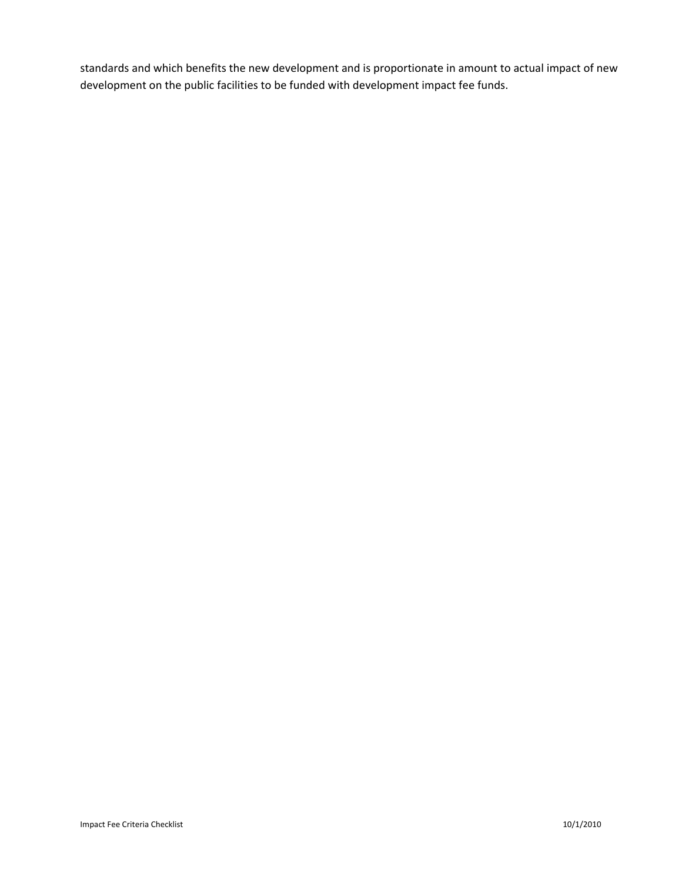standards and which benefits the new development and is proportionate in amount to actual impact of new development on the public facilities to be funded with development impact fee funds.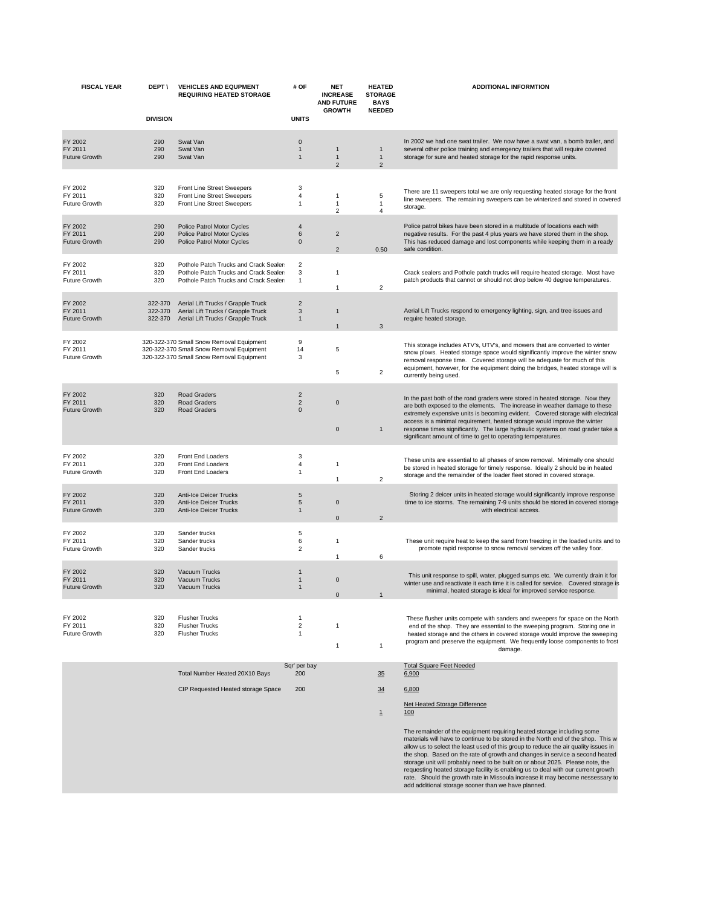| FISCAL YEAR | DEPT \ DIVISION | VEHICLES AND EQUPMENT REQUIRING HEATED STORAGE | # OF UNITS | NET INCREASE AND FUTURE GROWTH | HEATED STORAGE BAYS NEEDED | ADDITIONAL INFORMTION |
|---|---|---|---|---|---|---|
| FY 2002 | 290 | Swat Van | 0 | | | In 2002 we had one swat trailer. We now have a swat van, a bomb trailer, and several other police training and emergency trailers that will require covered storage for sure and heated storage for the rapid response units. |
| FY 2011 | 290 | Swat Van | 1 | 1 | 1 | |
| Future Growth | 290 | Swat Van | 1 | 1 | 1 | |
| | | | | 2 | 2 | |
| FY 2002 | 320 | Front Line Street Sweepers | 3 | | | There are 11 sweepers total we are only requesting heated storage for the front line sweepers. The remaining sweepers can be winterized and stored in covered storage. |
| FY 2011 | 320 | Front Line Street Sweepers | 4 | 1 | 5 | |
| Future Growth | 320 | Front Line Street Sweepers | 1 | 1 | 1 | |
| | | | | 2 | 4 | |
| FY 2002 | 290 | Police Patrol Motor Cycles | 4 | | | Police patrol bikes have been stored in a multitude of locations each with negative results. For the past 4 plus years we have stored them in the shop. This has reduced damage and lost components while keeping them in a ready safe condition. |
| FY 2011 | 290 | Police Patrol Motor Cycles | 6 | 2 | | |
| Future Growth | 290 | Police Patrol Motor Cycles | 0 | | | |
| | | | | 2 | 0.50 | |
| FY 2002 | 320 | Pothole Patch Trucks and Crack Sealer | 2 | | | Crack sealers and Pothole patch trucks will require heated storage. Most have patch products that cannot or should not drop below 40 degree temperatures. |
| FY 2011 | 320 | Pothole Patch Trucks and Crack Sealer | 3 | 1 | | |
| Future Growth | 320 | Pothole Patch Trucks and Crack Sealer | 1 | | | |
| | | | | 1 | 2 | |
| FY 2002 | 322-370 | Aerial Lift Trucks / Grapple Truck | 2 | | | Aerial Lift Trucks respond to emergency lighting, sign, and tree issues and require heated storage. |
| FY 2011 | 322-370 | Aerial Lift Trucks / Grapple Truck | 3 | 1 | | |
| Future Growth | 322-370 | Aerial Lift Trucks / Grapple Truck | 1 | | | |
| | | | | 1 | 3 | |
| FY 2002 | 320-322-370 | Small Snow Removal Equipment | 9 | | | This storage includes ATV's, UTV's, and mowers that are converted to winter snow plows. Heated storage space would significantly improve the winter snow removal response time. Covered storage will be adequate for much of this equipment, however, for the equipment doing the bridges, heated storage will is currently being used. |
| FY 2011 | 320-322-370 | Small Snow Removal Equipment | 14 | 5 | | |
| Future Growth | 320-322-370 | Small Snow Removal Equipment | 3 | | | |
| | | | | 5 | 2 | |
| FY 2002 | 320 | Road Graders | 2 | | | In the past both of the road graders were stored in heated storage. Now they are both exposed to the elements. The increase in weather damage to these extremely expensive units is becoming evident. Covered storage with electrical access is a minimal requirement, heated storage would improve the winter response times significantly. The large hydraulic systems on road grader take a significant amount of time to get to operating temperatures. |
| FY 2011 | 320 | Road Graders | 2 | 0 | | |
| Future Growth | 320 | Road Graders | 0 | | | |
| | | | | 0 | 1 | |
| FY 2002 | 320 | Front End Loaders | 3 | | | These units are essential to all phases of snow removal. Minimally one should be stored in heated storage for timely response. Ideally 2 should be in heated storage and the remainder of the loader fleet stored in covered storage. |
| FY 2011 | 320 | Front End Loaders | 4 | 1 | | |
| Future Growth | 320 | Front End Loaders | 1 | | | |
| | | | | 1 | 2 | |
| FY 2002 | 320 | Anti-Ice Deicer Trucks | 5 | | | Storing 2 deicer units in heated storage would significantly improve response time to ice storms. The remaining 7-9 units should be stored in covered storage with electrical access. |
| FY 2011 | 320 | Anti-Ice Deicer Trucks | 5 | 0 | | |
| Future Growth | 320 | Anti-Ice Deicer Trucks | 1 | | | |
| | | | | 0 | 2 | |
| FY 2002 | 320 | Sander trucks | 5 | | | These unit require heat to keep the sand from freezing in the loaded units and to promote rapid response to snow removal services off the valley floor. |
| FY 2011 | 320 | Sander trucks | 6 | 1 | | |
| Future Growth | 320 | Sander trucks | 2 | | | |
| | | | | 1 | 6 | |
| FY 2002 | 320 | Vacuum Trucks | 1 | | | This unit response to spill, water, plugged sumps etc. We currently drain it for winter use and reactivate it each time it is called for service. Covered storage is minimal, heated storage is ideal for improved service response. |
| FY 2011 | 320 | Vacuum Trucks | 1 | 0 | | |
| Future Growth | 320 | Vacuum Trucks | 1 | | | |
| | | | | 0 | 1 | |
| FY 2002 | 320 | Flusher Trucks | 1 | | | These flusher units compete with sanders and sweepers for space on the North end of the shop. They are essential to the sweeping program. Storing one in heated storage and the others in covered storage would improve the sweeping program and preserve the equipment. We frequently loose components to frost damage. |
| FY 2011 | 320 | Flusher Trucks | 2 | 1 | | |
| Future Growth | 320 | Flusher Trucks | 1 | | | |
| | | | | 1 | 1 | |
| | | | Sqr' per bay | | | Total Square Feet Needed |
| | | Total Number Heated 20X10 Bays | 200 | | 35 | 6,900 |
| | | CIP Requested Heated storage Space | 200 | | 34 | 6,800 |
| | | | | | | Net Heated Storage Difference |
| | | | | | 1 | 100 |

The remainder of the equipment requiring heated storage including some materials will have to continue to be stored in the North end of the shop. This w allow us to select the least used of this group to reduce the air quality issues in the shop. Based on the rate of growth and changes in service a second heated storage unit will probably need to be built on or about 2025. Please note, the requesting heated storage facility is enabling us to deal with our current growth rate. Should the growth rate in Missoula increase it may become nessessary to add additional storage sooner than we have planned.